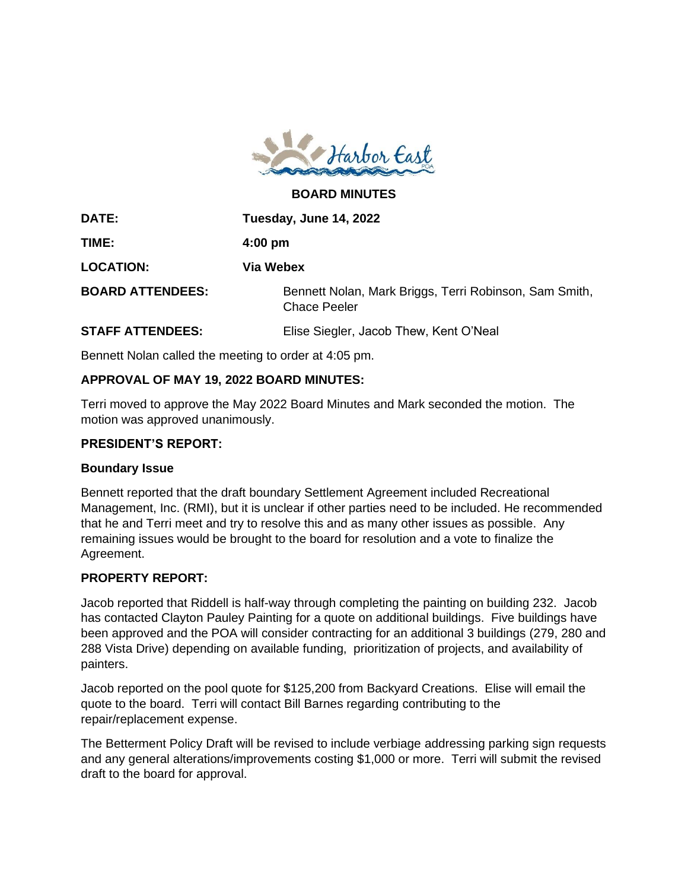**BOARD MINUTES**

**DATE:** **Tuesday, June 14, 2022**

**TIME:** **4:00 pm**

**LOCATION:** **Via Webex**

**BOARD ATTENDEES:** Bennett Nolan, Mark Briggs, Terri Robinson, Sam Smith, Chace Peeler

**STAFF ATTENDEES:** Elise Siegler, Jacob Thew, Kent O'Neal

Bennett Nolan called the meeting to order at 4:05 pm.

**APPROVAL OF MAY 19, 2022 BOARD MINUTES:**

Terri moved to approve the May 2022 Board Minutes and Mark seconded the motion. The motion was approved unanimously.

**PRESIDENT'S REPORT:**

**Boundary Issue**

Bennett reported that the draft boundary Settlement Agreement included Recreational Management, Inc. (RMI), but it is unclear if other parties need to be included. He recommended that he and Terri meet and try to resolve this and as many other issues as possible. Any remaining issues would be brought to the board for resolution and a vote to finalize the Agreement.

**PROPERTY REPORT:**

Jacob reported that Riddell is half-way through completing the painting on building 232. Jacob has contacted Clayton Pauley Painting for a quote on additional buildings. Five buildings have been approved and the POA will consider contracting for an additional 3 buildings (279, 280 and 288 Vista Drive) depending on available funding, prioritization of projects, and availability of painters.

Jacob reported on the pool quote for $125,200 from Backyard Creations. Elise will email the quote to the board. Terri will contact Bill Barnes regarding contributing to the repair/replacement expense.

The Betterment Policy Draft will be revised to include verbiage addressing parking sign requests and any general alterations/improvements costing $1,000 or more. Terri will submit the revised draft to the board for approval.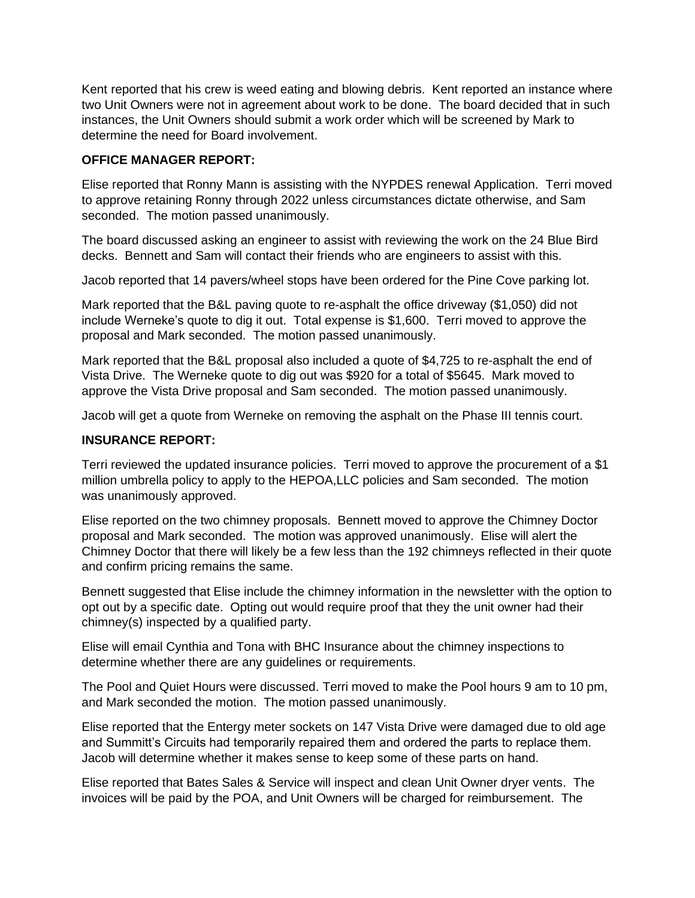Kent reported that his crew is weed eating and blowing debris. Kent reported an instance where two Unit Owners were not in agreement about work to be done. The board decided that in such instances, the Unit Owners should submit a work order which will be screened by Mark to determine the need for Board involvement.

**OFFICE MANAGER REPORT:**

Elise reported that Ronny Mann is assisting with the NYPDES renewal Application. Terri moved to approve retaining Ronny through 2022 unless circumstances dictate otherwise, and Sam seconded. The motion passed unanimously.

The board discussed asking an engineer to assist with reviewing the work on the 24 Blue Bird decks. Bennett and Sam will contact their friends who are engineers to assist with this.

Jacob reported that 14 pavers/wheel stops have been ordered for the Pine Cove parking lot.

Mark reported that the B&L paving quote to re-asphalt the office driveway ($1,050) did not include Werneke's quote to dig it out. Total expense is $1,600. Terri moved to approve the proposal and Mark seconded. The motion passed unanimously.

Mark reported that the B&L proposal also included a quote of $4,725 to re-asphalt the end of Vista Drive. The Werneke quote to dig out was $920 for a total of $5645. Mark moved to approve the Vista Drive proposal and Sam seconded. The motion passed unanimously.

Jacob will get a quote from Werneke on removing the asphalt on the Phase III tennis court.

**INSURANCE REPORT:**

Terri reviewed the updated insurance policies. Terri moved to approve the procurement of a $1 million umbrella policy to apply to the HEPOA,LLC policies and Sam seconded. The motion was unanimously approved.

Elise reported on the two chimney proposals. Bennett moved to approve the Chimney Doctor proposal and Mark seconded. The motion was approved unanimously. Elise will alert the Chimney Doctor that there will likely be a few less than the 192 chimneys reflected in their quote and confirm pricing remains the same.

Bennett suggested that Elise include the chimney information in the newsletter with the option to opt out by a specific date. Opting out would require proof that they the unit owner had their chimney(s) inspected by a qualified party.

Elise will email Cynthia and Tona with BHC Insurance about the chimney inspections to determine whether there are any guidelines or requirements.

The Pool and Quiet Hours were discussed. Terri moved to make the Pool hours 9 am to 10 pm, and Mark seconded the motion. The motion passed unanimously.

Elise reported that the Entergy meter sockets on 147 Vista Drive were damaged due to old age and Summitt's Circuits had temporarily repaired them and ordered the parts to replace them. Jacob will determine whether it makes sense to keep some of these parts on hand.

Elise reported that Bates Sales & Service will inspect and clean Unit Owner dryer vents. The invoices will be paid by the POA, and Unit Owners will be charged for reimbursement. The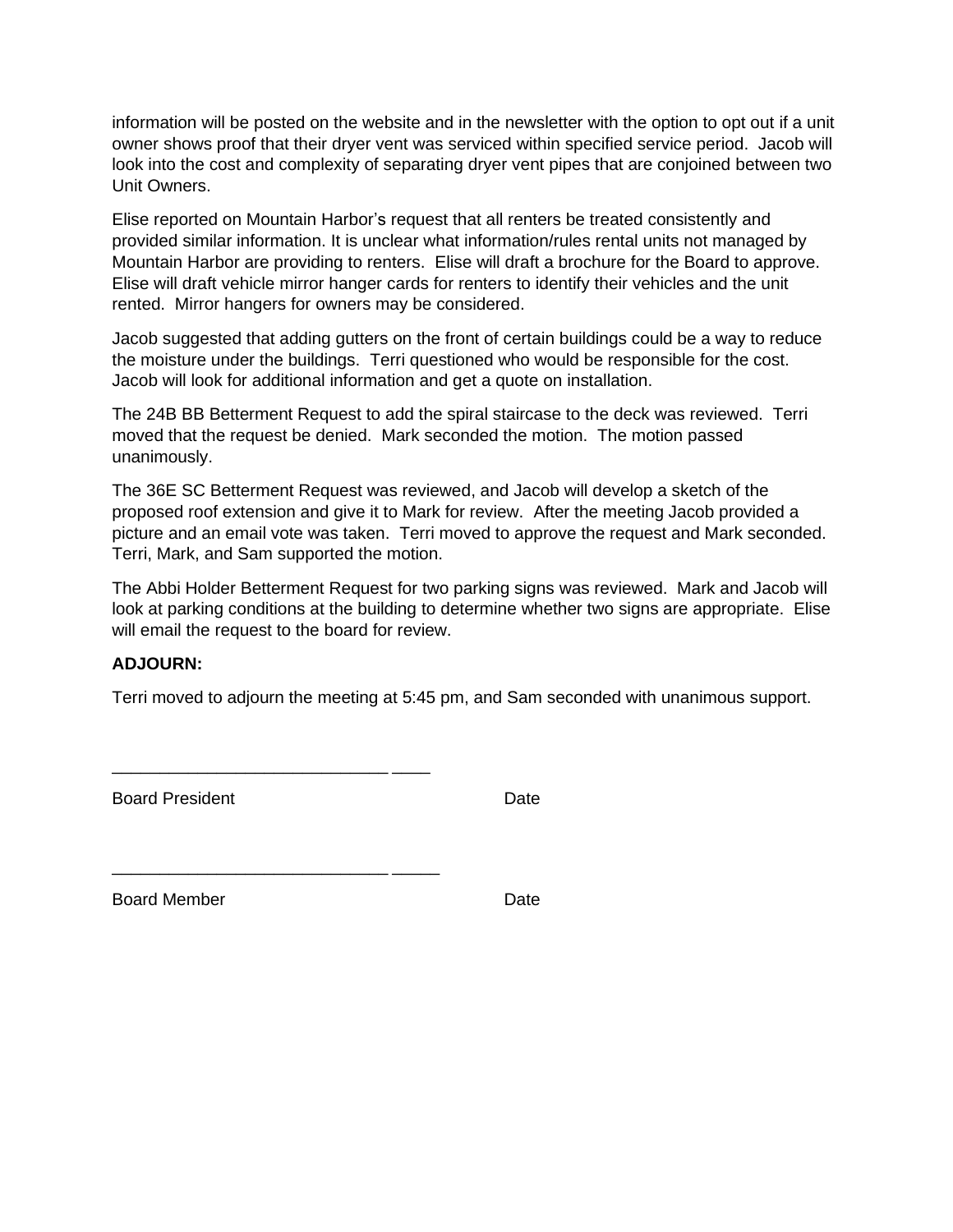information will be posted on the website and in the newsletter with the option to opt out if a unit owner shows proof that their dryer vent was serviced within specified service period. Jacob will look into the cost and complexity of separating dryer vent pipes that are conjoined between two Unit Owners.

Elise reported on Mountain Harbor's request that all renters be treated consistently and provided similar information. It is unclear what information/rules rental units not managed by Mountain Harbor are providing to renters. Elise will draft a brochure for the Board to approve. Elise will draft vehicle mirror hanger cards for renters to identify their vehicles and the unit rented. Mirror hangers for owners may be considered.

Jacob suggested that adding gutters on the front of certain buildings could be a way to reduce the moisture under the buildings. Terri questioned who would be responsible for the cost. Jacob will look for additional information and get a quote on installation.

The 24B BB Betterment Request to add the spiral staircase to the deck was reviewed. Terri moved that the request be denied. Mark seconded the motion. The motion passed unanimously.

The 36E SC Betterment Request was reviewed, and Jacob will develop a sketch of the proposed roof extension and give it to Mark for review. After the meeting Jacob provided a picture and an email vote was taken. Terri moved to approve the request and Mark seconded. Terri, Mark, and Sam supported the motion.

The Abbi Holder Betterment Request for two parking signs was reviewed. Mark and Jacob will look at parking conditions at the building to determine whether two signs are appropriate. Elise will email the request to the board for review.

**ADJOURN:**

Terri moved to adjourn the meeting at 5:45 pm, and Sam seconded with unanimous support.

\_\_\_\_\_\_\_\_\_\_\_\_\_\_\_\_\_\_\_\_\_\_\_\_\_\_\_\_\_\_\_\_\_\_

Board President　　　　　　　　　Date

\_\_\_\_\_\_\_\_\_\_\_\_\_\_\_\_\_\_\_\_\_\_\_\_\_\_\_\_\_\_\_\_\_\_

Board Member　　　　　　　　　　Date